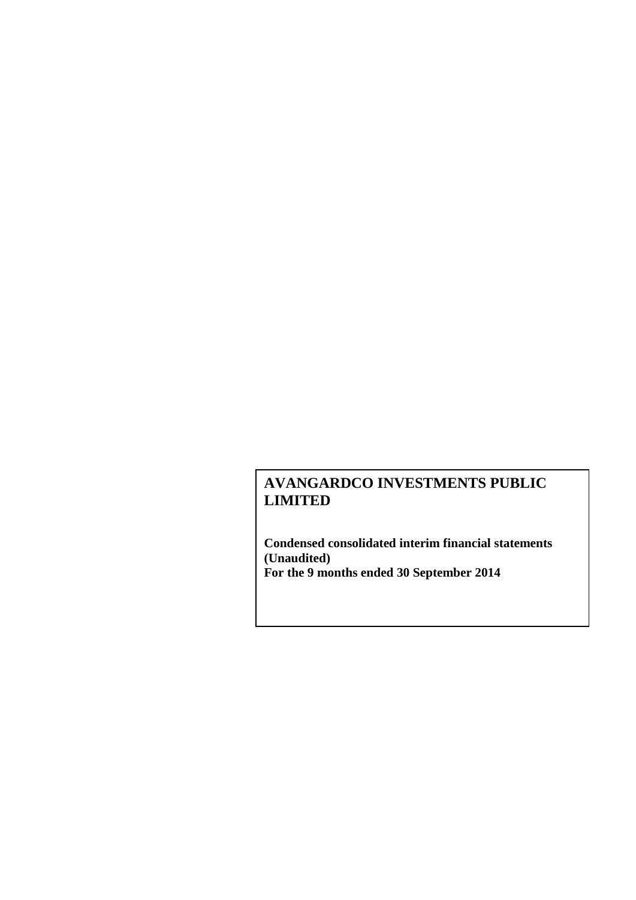# AVANGARDCO INVESTMENTS PUBLIC LIMITED

**Condensed consolidated interim financial statements (Unaudited)**
**For the 9 months ended 30 September 2014**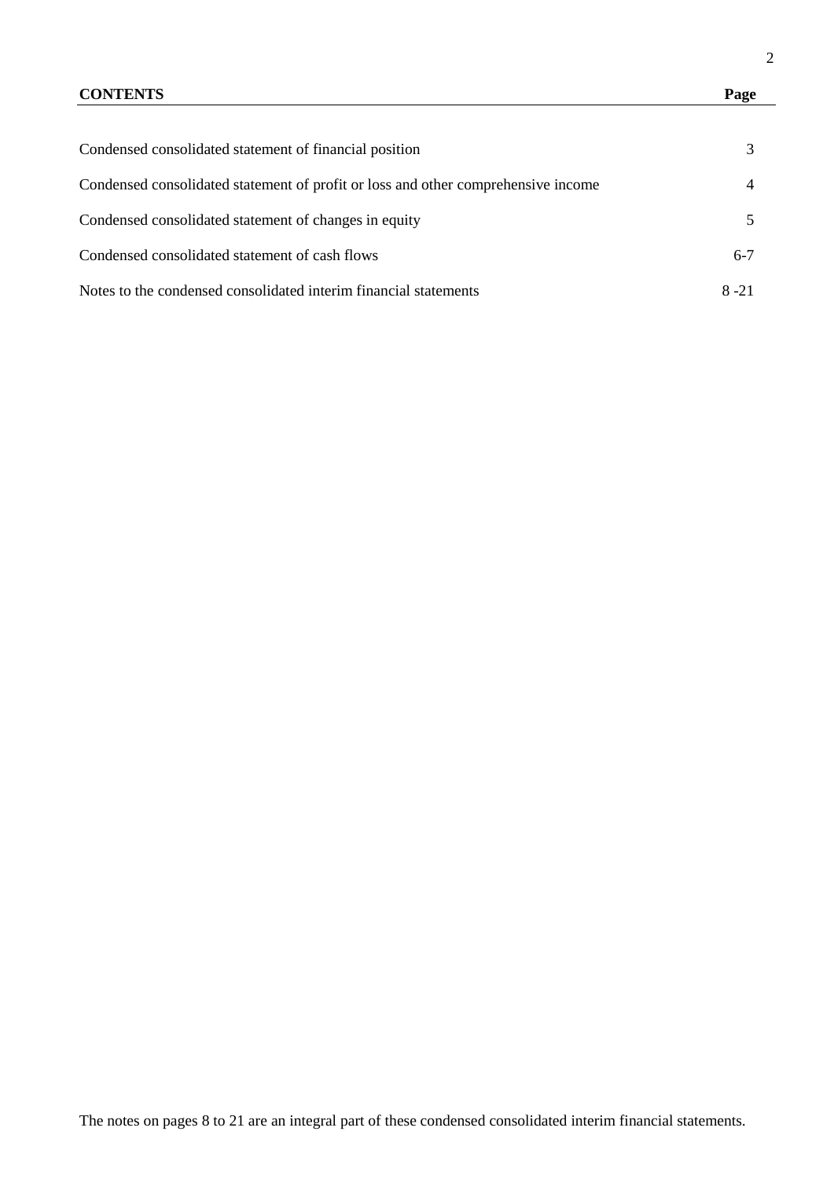| **CONTENTS** | **Page** |
|---|---|
| Condensed consolidated statement of financial position | 3 |
| Condensed consolidated statement of profit or loss and other comprehensive income | 4 |
| Condensed consolidated statement of changes in equity | 5 |
| Condensed consolidated statement of cash flows | 6-7 |
| Notes to the condensed consolidated interim financial statements | 8 -21 |

The notes on pages 8 to 21 are an integral part of these condensed consolidated interim financial statements.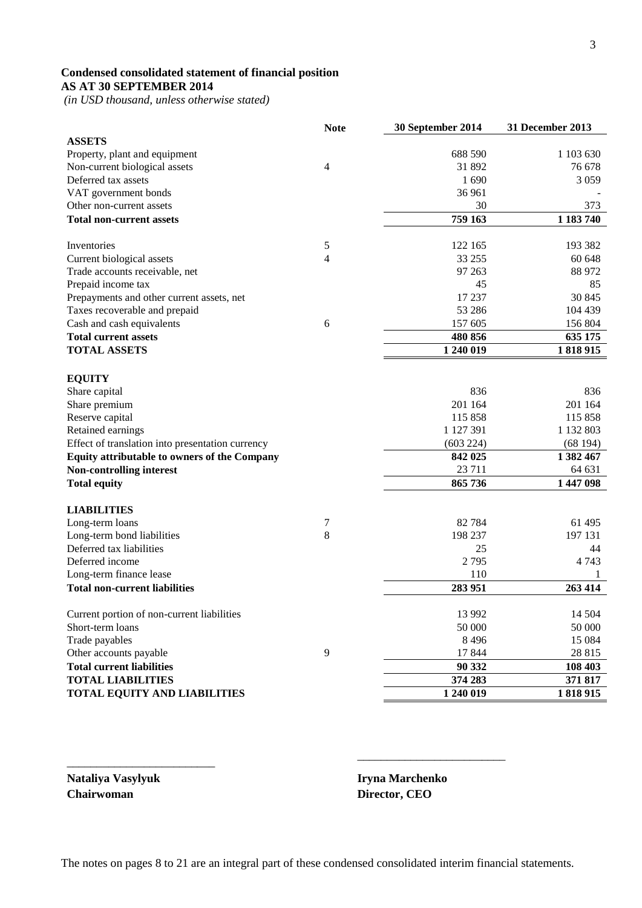**Condensed consolidated statement of financial position**
**AS AT 30 SEPTEMBER 2014**
*(in USD thousand, unless otherwise stated)*

| | Note | 30 September 2014 | 31 December 2013 |
|---|---|---|---|
| **ASSETS** | | | |
| Property, plant and equipment | | 688 590 | 1 103 630 |
| Non-current biological assets | 4 | 31 892 | 76 678 |
| Deferred tax assets | | 1 690 | 3 059 |
| VAT government bonds | | 36 961 | - |
| Other non-current assets | | 30 | 373 |
| **Total non-current assets** | | **759 163** | **1 183 740** |
| | | | |
| Inventories | 5 | 122 165 | 193 382 |
| Current biological assets | 4 | 33 255 | 60 648 |
| Trade accounts receivable, net | | 97 263 | 88 972 |
| Prepaid income tax | | 45 | 85 |
| Prepayments and other current assets, net | | 17 237 | 30 845 |
| Taxes recoverable and prepaid | | 53 286 | 104 439 |
| Cash and cash equivalents | 6 | 157 605 | 156 804 |
| **Total current assets** | | **480 856** | **635 175** |
| **TOTAL ASSETS** | | **1 240 019** | **1 818 915** |
| | | | |
| **EQUITY** | | | |
| Share capital | | 836 | 836 |
| Share premium | | 201 164 | 201 164 |
| Reserve capital | | 115 858 | 115 858 |
| Retained earnings | | 1 127 391 | 1 132 803 |
| Effect of translation into presentation currency | | (603 224) | (68 194) |
| **Equity attributable to owners of the Company** | | **842 025** | **1 382 467** |
| **Non-controlling interest** | | 23 711 | 64 631 |
| **Total equity** | | **865 736** | **1 447 098** |
| | | | |
| **LIABILITIES** | | | |
| Long-term loans | 7 | 82 784 | 61 495 |
| Long-term bond liabilities | 8 | 198 237 | 197 131 |
| Deferred tax liabilities | | 25 | 44 |
| Deferred income | | 2 795 | 4 743 |
| Long-term finance lease | | 110 | 1 |
| **Total non-current liabilities** | | **283 951** | **263 414** |
| | | | |
| Current portion of non-current liabilities | | 13 992 | 14 504 |
| Short-term loans | | 50 000 | 50 000 |
| Trade payables | | 8 496 | 15 084 |
| Other accounts payable | 9 | 17 844 | 28 815 |
| **Total current liabilities** | | **90 332** | **108 403** |
| **TOTAL LIABILITIES** | | **374 283** | **371 817** |
| **TOTAL EQUITY AND LIABILITIES** | | **1 240 019** | **1 818 915** |

\_\_\_\_\_\_\_\_\_\_\_\_\_\_\_\_\_\_\_\_\_\_\_\_\_\_ \_\_\_\_\_\_\_\_\_\_\_\_\_\_\_\_\_\_\_\_\_\_\_\_\_\_

**Nataliya Vasylyuk**
**Chairwoman**

**Iryna Marchenko**
**Director, CEO**

The notes on pages 8 to 21 are an integral part of these condensed consolidated interim financial statements.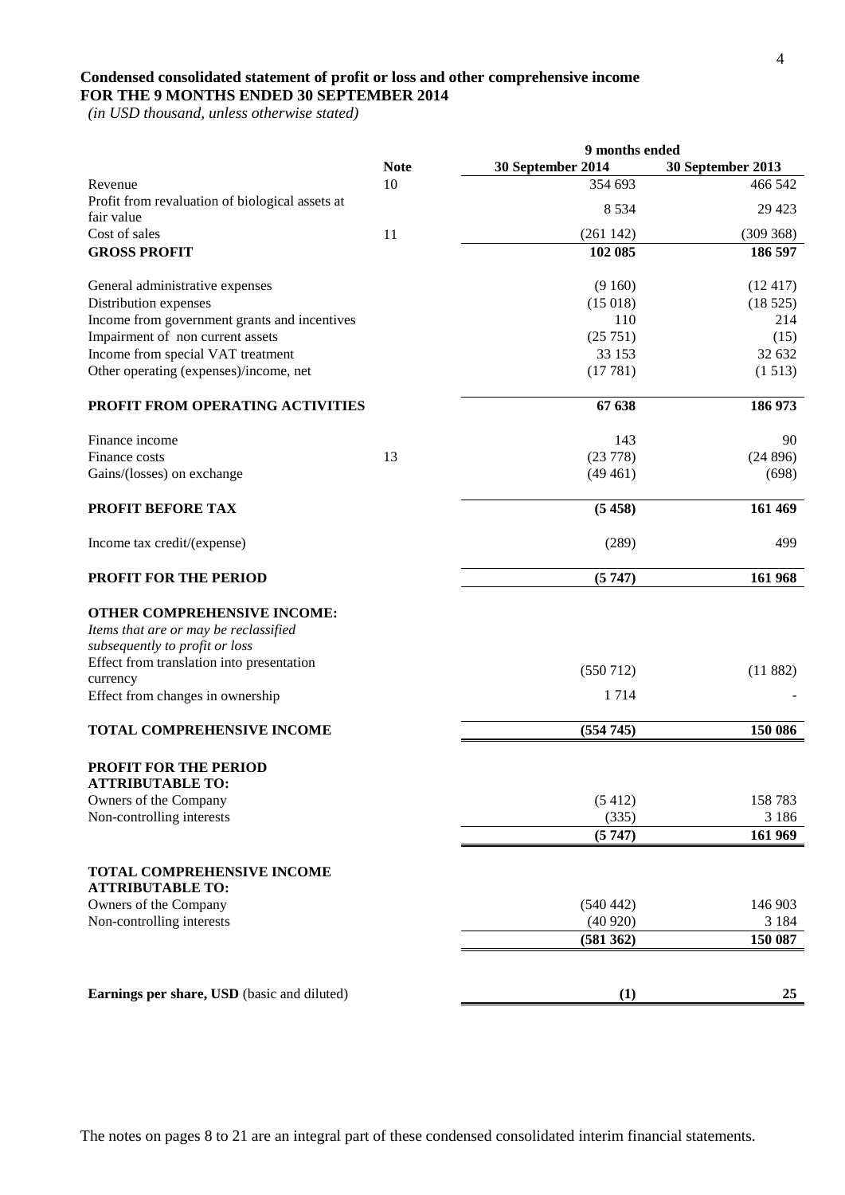**Condensed consolidated statement of profit or loss and other comprehensive income**
**FOR THE 9 MONTHS ENDED 30 SEPTEMBER 2014**
*(in USD thousand, unless otherwise stated)*

| | Note | 9 months ended | |
|---|---|---|---|
| | | **30 September 2014** | **30 September 2013** |
| Revenue | 10 | 354 693 | 466 542 |
| Profit from revaluation of biological assets at fair value | | 8 534 | 29 423 |
| Cost of sales | 11 | (261 142) | (309 368) |
| **GROSS PROFIT** | | **102 085** | **186 597** |
| General administrative expenses | | (9 160) | (12 417) |
| Distribution expenses | | (15 018) | (18 525) |
| Income from government grants and incentives | | 110 | 214 |
| Impairment of non current assets | | (25 751) | (15) |
| Income from special VAT treatment | | 33 153 | 32 632 |
| Other operating (expenses)/income, net | | (17 781) | (1 513) |
| **PROFIT FROM OPERATING ACTIVITIES** | | **67 638** | **186 973** |
| Finance income | | 143 | 90 |
| Finance costs | 13 | (23 778) | (24 896) |
| Gains/(losses) on exchange | | (49 461) | (698) |
| **PROFIT BEFORE TAX** | | **(5 458)** | **161 469** |
| Income tax credit/(expense) | | (289) | 499 |
| **PROFIT FOR THE PERIOD** | | **(5 747)** | **161 968** |
| **OTHER COMPREHENSIVE INCOME:** | | | |
| *Items that are or may be reclassified subsequently to profit or loss* | | | |
| Effect from translation into presentation currency | | (550 712) | (11 882) |
| Effect from changes in ownership | | 1 714 | - |
| **TOTAL COMPREHENSIVE INCOME** | | **(554 745)** | **150 086** |
| **PROFIT FOR THE PERIOD ATTRIBUTABLE TO:** | | | |
| Owners of the Company | | (5 412) | 158 783 |
| Non-controlling interests | | (335) | 3 186 |
| | | **(5 747)** | **161 969** |
| **TOTAL COMPREHENSIVE INCOME ATTRIBUTABLE TO:** | | | |
| Owners of the Company | | (540 442) | 146 903 |
| Non-controlling interests | | (40 920) | 3 184 |
| | | **(581 362)** | **150 087** |
| **Earnings per share, USD** (basic and diluted) | | **(1)** | **25** |

The notes on pages 8 to 21 are an integral part of these condensed consolidated interim financial statements.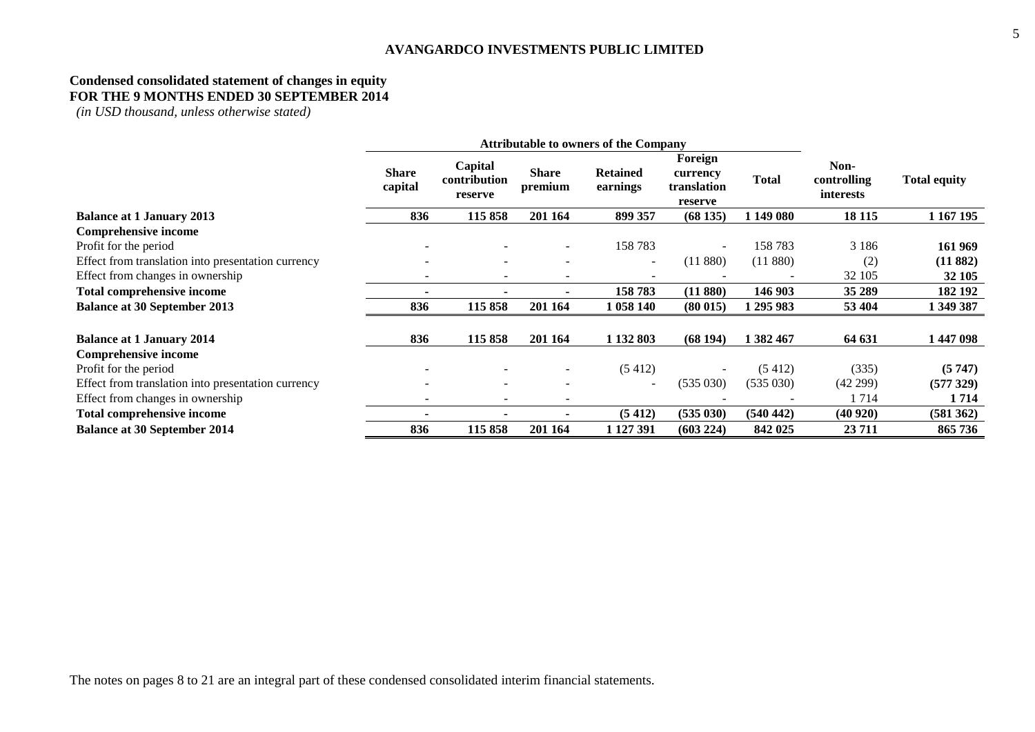**AVANGARDCO INVESTMENTS PUBLIC LIMITED**

## Condensed consolidated statement of changes in equity
## FOR THE 9 MONTHS ENDED 30 SEPTEMBER 2014

*(in USD thousand, unless otherwise stated)*

| | Attributable to owners of the Company | | | | | | | |
|---|---|---|---|---|---|---|---|---|
| | Share capital | Capital contribution reserve | Share premium | Retained earnings | Foreign currency translation reserve | Total | Non-controlling interests | Total equity |
| **Balance at 1 January 2013** | **836** | **115 858** | **201 164** | **899 357** | **(68 135)** | **1 149 080** | **18 115** | **1 167 195** |
| **Comprehensive income** | | | | | | | | |
| Profit for the period | - | - | - | 158 783 | - | 158 783 | 3 186 | **161 969** |
| Effect from translation into presentation currency | - | - | - | - | (11 880) | (11 880) | (2) | **(11 882)** |
| Effect from changes in ownership | - | - | - | - | - | - | 32 105 | **32 105** |
| **Total comprehensive income** | **-** | **-** | **-** | **158 783** | **(11 880)** | **146 903** | **35 289** | **182 192** |
| **Balance at 30 September 2013** | **836** | **115 858** | **201 164** | **1 058 140** | **(80 015)** | **1 295 983** | **53 404** | **1 349 387** |
| | | | | | | | | |
| **Balance at 1 January 2014** | **836** | **115 858** | **201 164** | **1 132 803** | **(68 194)** | **1 382 467** | **64 631** | **1 447 098** |
| **Comprehensive income** | | | | | | | | |
| Profit for the period | - | - | - | (5 412) | - | (5 412) | (335) | **(5 747)** |
| Effect from translation into presentation currency | - | - | - | - | (535 030) | (535 030) | (42 299) | **(577 329)** |
| Effect from changes in ownership | - | - | - | - | - | - | 1 714 | **1 714** |
| **Total comprehensive income** | **-** | **-** | **-** | **(5 412)** | **(535 030)** | **(540 442)** | **(40 920)** | **(581 362)** |
| **Balance at 30 September 2014** | **836** | **115 858** | **201 164** | **1 127 391** | **(603 224)** | **842 025** | **23 711** | **865 736** |

The notes on pages 8 to 21 are an integral part of these condensed consolidated interim financial statements.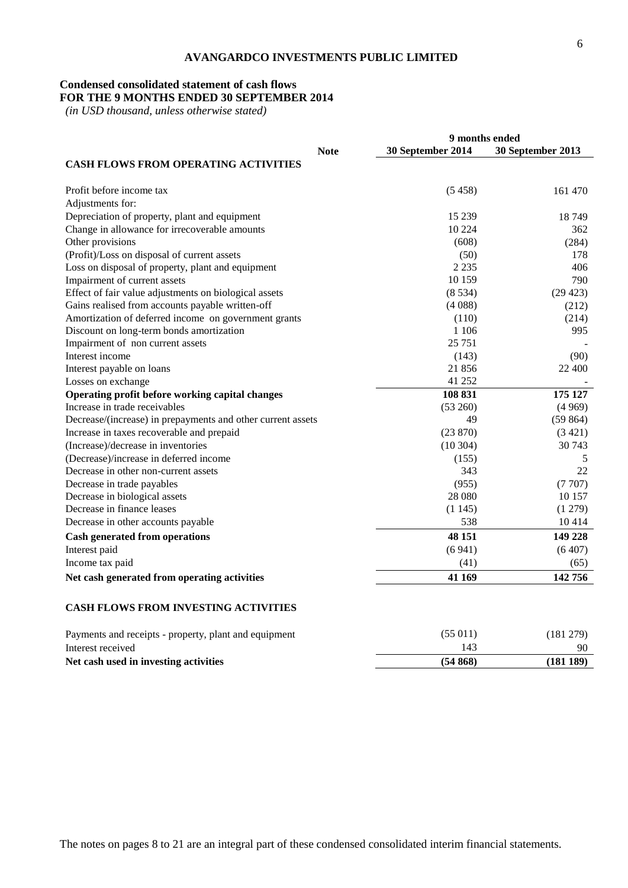# AVANGARDCO INVESTMENTS PUBLIC LIMITED

## Condensed consolidated statement of cash flows
## FOR THE 9 MONTHS ENDED 30 SEPTEMBER 2014

*(in USD thousand, unless otherwise stated)*

| | Note | 9 months ended | |
|---|---|---|---|
| | | **30 September 2014** | **30 September 2013** |
| **CASH FLOWS FROM OPERATING ACTIVITIES** | | | |
| Profit before income tax | | (5 458) | 161 470 |
| Adjustments for: | | | |
| Depreciation of property, plant and equipment | | 15 239 | 18 749 |
| Change in allowance for irrecoverable amounts | | 10 224 | 362 |
| Other provisions | | (608) | (284) |
| (Profit)/Loss on disposal of current assets | | (50) | 178 |
| Loss on disposal of property, plant and equipment | | 2 235 | 406 |
| Impairment of current assets | | 10 159 | 790 |
| Effect of fair value adjustments on biological assets | | (8 534) | (29 423) |
| Gains realised from accounts payable written-off | | (4 088) | (212) |
| Amortization of deferred income on government grants | | (110) | (214) |
| Discount on long-term bonds amortization | | 1 106 | 995 |
| Impairment of non current assets | | 25 751 | - |
| Interest income | | (143) | (90) |
| Interest payable on loans | | 21 856 | 22 400 |
| Losses on exchange | | 41 252 | - |
| **Operating profit before working capital changes** | | **108 831** | **175 127** |
| Increase in trade receivables | | (53 260) | (4 969) |
| Decrease/(increase) in prepayments and other current assets | | 49 | (59 864) |
| Increase in taxes recoverable and prepaid | | (23 870) | (3 421) |
| (Increase)/decrease in inventories | | (10 304) | 30 743 |
| (Decrease)/increase in deferred income | | (155) | 5 |
| Decrease in other non-current assets | | 343 | 22 |
| Decrease in trade payables | | (955) | (7 707) |
| Decrease in biological assets | | 28 080 | 10 157 |
| Decrease in finance leases | | (1 145) | (1 279) |
| Decrease in other accounts payable | | 538 | 10 414 |
| **Cash generated from operations** | | **48 151** | **149 228** |
| Interest paid | | (6 941) | (6 407) |
| Income tax paid | | (41) | (65) |
| **Net cash generated from operating activities** | | **41 169** | **142 756** |
| **CASH FLOWS FROM INVESTING ACTIVITIES** | | | |
| Payments and receipts - property, plant and equipment | | (55 011) | (181 279) |
| Interest received | | 143 | 90 |
| **Net cash used in investing activities** | | **(54 868)** | **(181 189)** |

The notes on pages 8 to 21 are an integral part of these condensed consolidated interim financial statements.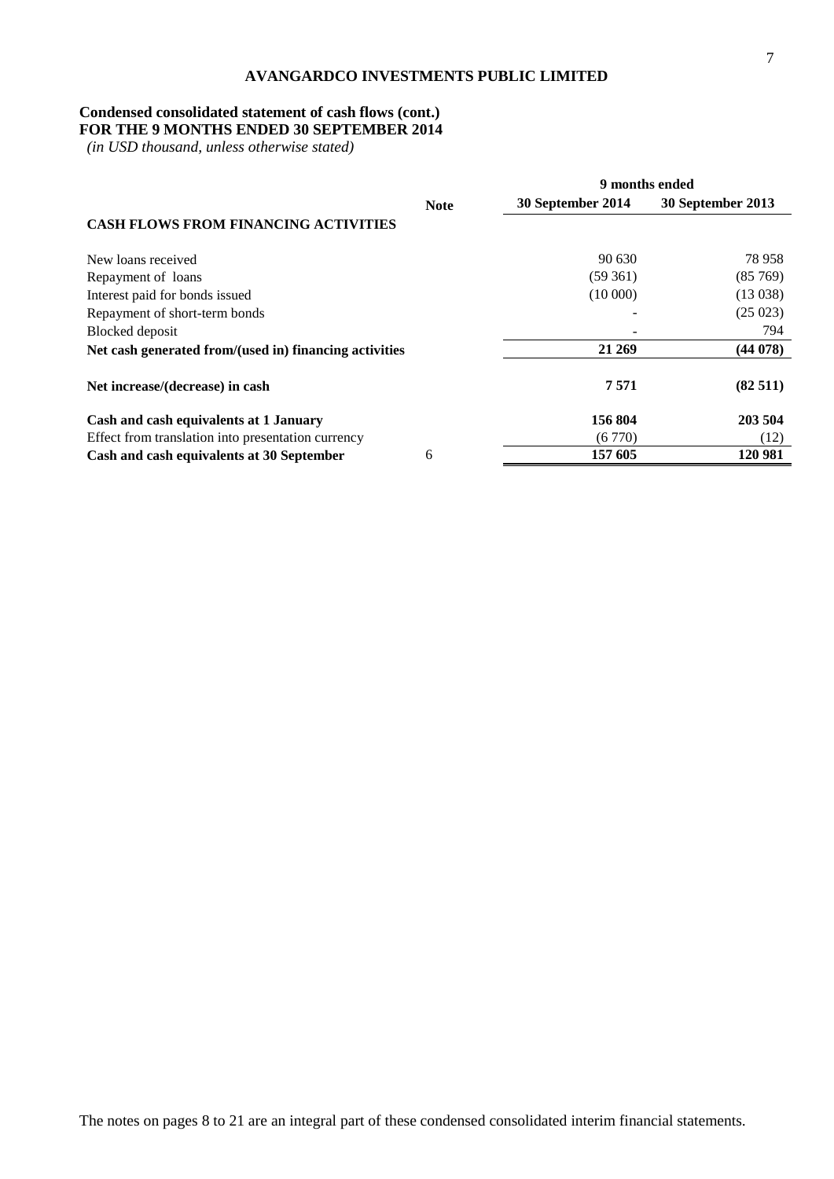**AVANGARDCO INVESTMENTS PUBLIC LIMITED**

**Condensed consolidated statement of cash flows (cont.)**
**FOR THE 9 MONTHS ENDED 30 SEPTEMBER 2014**
*(in USD thousand, unless otherwise stated)*

| | Note | 9 months ended | |
|---|---|---|---|
| | | 30 September 2014 | 30 September 2013 |
| **CASH FLOWS FROM FINANCING ACTIVITIES** | | | |
| New loans received | | 90 630 | 78 958 |
| Repayment of loans | | (59 361) | (85 769) |
| Interest paid for bonds issued | | (10 000) | (13 038) |
| Repayment of short-term bonds | | - | (25 023) |
| Blocked deposit | | - | 794 |
| **Net cash generated from/(used in) financing activities** | | **21 269** | **(44 078)** |
| **Net increase/(decrease) in cash** | | **7 571** | **(82 511)** |
| **Cash and cash equivalents at 1 January** | | **156 804** | **203 504** |
| Effect from translation into presentation currency | | (6 770) | (12) |
| **Cash and cash equivalents at 30 September** | 6 | **157 605** | **120 981** |

The notes on pages 8 to 21 are an integral part of these condensed consolidated interim financial statements.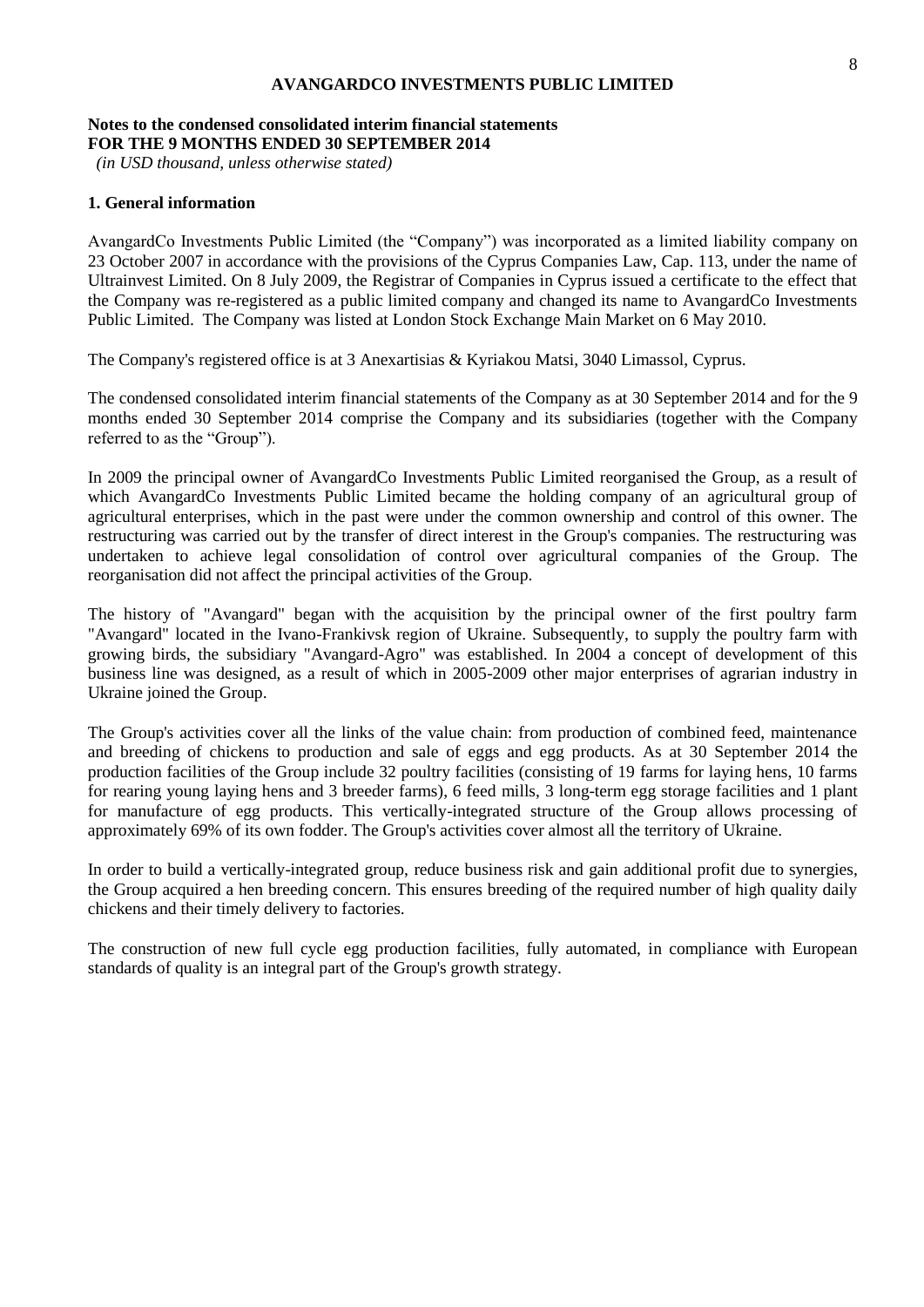**AVANGARDCO INVESTMENTS PUBLIC LIMITED**

**Notes to the condensed consolidated interim financial statements**
**FOR THE 9 MONTHS ENDED 30 SEPTEMBER 2014**
*(in USD thousand, unless otherwise stated)*

## 1. General information

AvangardCo Investments Public Limited (the "Company") was incorporated as a limited liability company on 23 October 2007 in accordance with the provisions of the Cyprus Companies Law, Cap. 113, under the name of Ultrainvest Limited. On 8 July 2009, the Registrar of Companies in Cyprus issued a certificate to the effect that the Company was re-registered as a public limited company and changed its name to AvangardCo Investments Public Limited. The Company was listed at London Stock Exchange Main Market on 6 May 2010.

The Company's registered office is at 3 Anexartisias & Kyriakou Matsi, 3040 Limassol, Cyprus.

The condensed consolidated interim financial statements of the Company as at 30 September 2014 and for the 9 months ended 30 September 2014 comprise the Company and its subsidiaries (together with the Company referred to as the "Group").

In 2009 the principal owner of AvangardCo Investments Public Limited reorganised the Group, as a result of which AvangardCo Investments Public Limited became the holding company of an agricultural group of agricultural enterprises, which in the past were under the common ownership and control of this owner. The restructuring was carried out by the transfer of direct interest in the Group's companies. The restructuring was undertaken to achieve legal consolidation of control over agricultural companies of the Group. The reorganisation did not affect the principal activities of the Group.

The history of "Avangard" began with the acquisition by the principal owner of the first poultry farm "Avangard" located in the Ivano-Frankivsk region of Ukraine. Subsequently, to supply the poultry farm with growing birds, the subsidiary "Avangard-Agro" was established. In 2004 a concept of development of this business line was designed, as a result of which in 2005-2009 other major enterprises of agrarian industry in Ukraine joined the Group.

The Group's activities cover all the links of the value chain: from production of combined feed, maintenance and breeding of chickens to production and sale of eggs and egg products. As at 30 September 2014 the production facilities of the Group include 32 poultry facilities (consisting of 19 farms for laying hens, 10 farms for rearing young laying hens and 3 breeder farms), 6 feed mills, 3 long-term egg storage facilities and 1 plant for manufacture of egg products. This vertically-integrated structure of the Group allows processing of approximately 69% of its own fodder. The Group's activities cover almost all the territory of Ukraine.

In order to build a vertically-integrated group, reduce business risk and gain additional profit due to synergies, the Group acquired a hen breeding concern. This ensures breeding of the required number of high quality daily chickens and their timely delivery to factories.

The construction of new full cycle egg production facilities, fully automated, in compliance with European standards of quality is an integral part of the Group's growth strategy.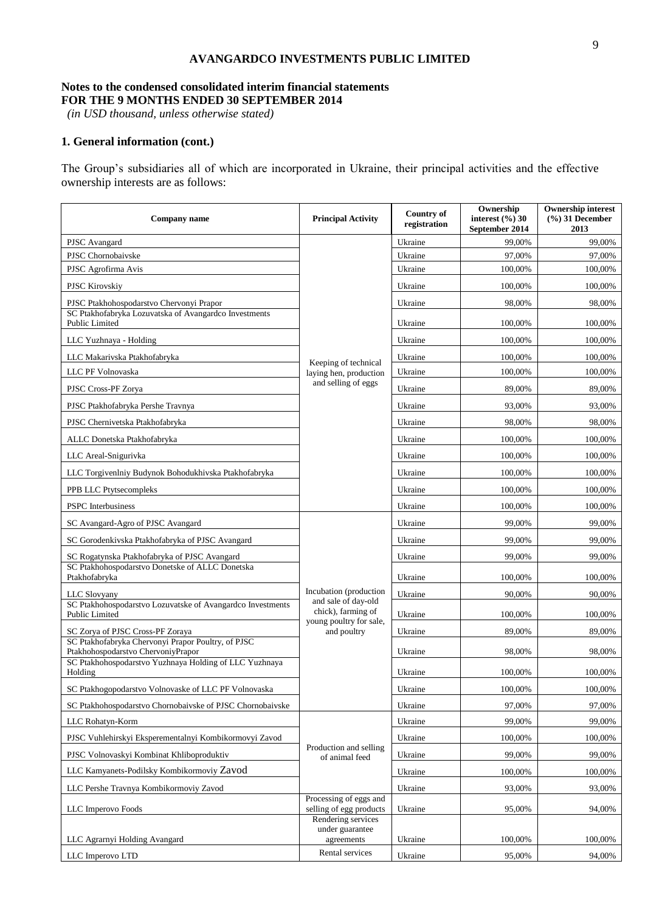**AVANGARDCO INVESTMENTS PUBLIC LIMITED**

**Notes to the condensed consolidated interim financial statements**
**FOR THE 9 MONTHS ENDED 30 SEPTEMBER 2014**
*(in USD thousand, unless otherwise stated)*

## 1. General information (cont.)

The Group's subsidiaries all of which are incorporated in Ukraine, their principal activities and the effective ownership interests are as follows:

| Company name | Principal Activity | Country of registration | Ownership interest (%) 30 September 2014 | Ownership interest (%) 31 December 2013 |
|---|---|---|---|---|
| PJSC Avangard | Keeping of technical laying hen, production and selling of eggs | Ukraine | 99,00% | 99,00% |
| PJSC Chornobaivske | | Ukraine | 97,00% | 97,00% |
| PJSC Agrofirma Avis | | Ukraine | 100,00% | 100,00% |
| PJSC Kirovskiy | | Ukraine | 100,00% | 100,00% |
| PJSC Ptakhohospodarstvo Chervonyi Prapor | | Ukraine | 98,00% | 98,00% |
| SC Ptakhofabryka Lozuvatska of Avangardco Investments Public Limited | | Ukraine | 100,00% | 100,00% |
| LLC Yuzhnaya - Holding | | Ukraine | 100,00% | 100,00% |
| LLC Makarivska Ptakhofabryka | | Ukraine | 100,00% | 100,00% |
| LLC PF Volnovaska | | Ukraine | 100,00% | 100,00% |
| PJSC Cross-PF Zorya | | Ukraine | 89,00% | 89,00% |
| PJSC Ptakhofabryka Pershe Travnya | | Ukraine | 93,00% | 93,00% |
| PJSC Chernivetska Ptakhofabryka | | Ukraine | 98,00% | 98,00% |
| ALLC Donetska Ptakhofabryka | | Ukraine | 100,00% | 100,00% |
| LLC Areal-Snigurivka | | Ukraine | 100,00% | 100,00% |
| LLC Torgivenlniy Budynok Bohodukhivska Ptakhofabryka | | Ukraine | 100,00% | 100,00% |
| PPB LLC Ptytsecompleks | | Ukraine | 100,00% | 100,00% |
| PSPC Interbusiness | | Ukraine | 100,00% | 100,00% |
| SC Avangard-Agro of PJSC Avangard | Incubation (production and sale of day-old chick), farming of young poultry for sale, and poultry | Ukraine | 99,00% | 99,00% |
| SC Gorodenkivska Ptakhofabryka of PJSC Avangard | | Ukraine | 99,00% | 99,00% |
| SC Rogatynska Ptakhofabryka of PJSC Avangard | | Ukraine | 99,00% | 99,00% |
| SC Ptakhohospodarstvo Donetske of ALLC Donetska Ptakhofabryka | | Ukraine | 100,00% | 100,00% |
| LLC Slovyany | | Ukraine | 90,00% | 90,00% |
| SC Ptakhohospodarstvo Lozuvatske of Avangardco Investments Public Limited | | Ukraine | 100,00% | 100,00% |
| SC Zorya of PJSC Cross-PF Zoraya | | Ukraine | 89,00% | 89,00% |
| SC Ptakhofabryka Chervonyi Prapor Poultry, of PJSC Ptakhohospodarstvo ChervoniyPrapor | | Ukraine | 98,00% | 98,00% |
| SC Ptakhohospodarstvo Yuzhnaya Holding of LLC Yuzhnaya Holding | | Ukraine | 100,00% | 100,00% |
| SC Ptakhogopodarstvo Volnovaske of LLC PF Volnovaska | | Ukraine | 100,00% | 100,00% |
| SC Ptakhohospodarstvo Chornobaivske of PJSC Chornobaivske | | Ukraine | 97,00% | 97,00% |
| LLC Rohatyn-Korm | Production and selling of animal feed | Ukraine | 99,00% | 99,00% |
| PJSC Vuhlehirskyi Eksperementalnyi Kombikormovyi Zavod | | Ukraine | 100,00% | 100,00% |
| PJSC Volnovaskyi Kombinat Khliboproduktiv | | Ukraine | 99,00% | 99,00% |
| LLC Kamyanets-Podilsky Kombikormoviy Zavod | | Ukraine | 100,00% | 100,00% |
| LLC Pershe Travnya Kombikormoviy Zavod | | Ukraine | 93,00% | 93,00% |
| LLC Imperovo Foods | Processing of eggs and selling of egg products | Ukraine | 95,00% | 94,00% |
| LLC Agrarnyi Holding Avangard | Rendering services under guarantee agreements | Ukraine | 100,00% | 100,00% |
| LLC Imperovo LTD | Rental services | Ukraine | 95,00% | 94,00% |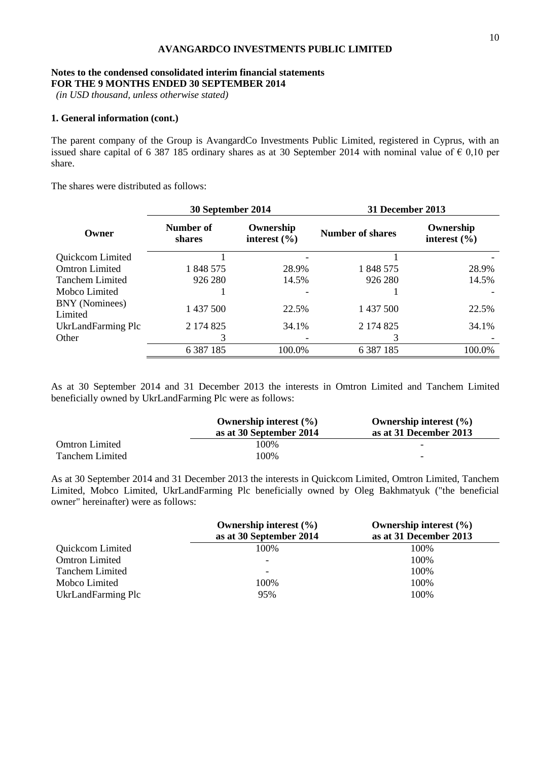**AVANGARDCO INVESTMENTS PUBLIC LIMITED**

**Notes to the condensed consolidated interim financial statements**
**FOR THE 9 MONTHS ENDED 30 SEPTEMBER 2014**
*(in USD thousand, unless otherwise stated)*

**1. General information (cont.)**

The parent company of the Group is AvangardCo Investments Public Limited, registered in Cyprus, with an issued share capital of 6 387 185 ordinary shares as at 30 September 2014 with nominal value of € 0,10 per share.

The shares were distributed as follows:

| | 30 September 2014 | | 31 December 2013 | |
|---|---|---|---|---|
| **Owner** | **Number of shares** | **Ownership interest (%)** | **Number of shares** | **Ownership interest (%)** |
| Quickcom Limited | 1 | - | 1 | - |
| Omtron Limited | 1 848 575 | 28.9% | 1 848 575 | 28.9% |
| Tanchem Limited | 926 280 | 14.5% | 926 280 | 14.5% |
| Mobco Limited | 1 | - | 1 | - |
| BNY (Nominees) Limited | 1 437 500 | 22.5% | 1 437 500 | 22.5% |
| UkrLandFarming Plc | 2 174 825 | 34.1% | 2 174 825 | 34.1% |
| Other | 3 | - | 3 | - |
| | 6 387 185 | 100.0% | 6 387 185 | 100.0% |

As at 30 September 2014 and 31 December 2013 the interests in Omtron Limited and Tanchem Limited beneficially owned by UkrLandFarming Plc were as follows:

| | Ownership interest (%) as at 30 September 2014 | Ownership interest (%) as at 31 December 2013 |
|---|---|---|
| Omtron Limited | 100% | - |
| Tanchem Limited | 100% | - |

As at 30 September 2014 and 31 December 2013 the interests in Quickcom Limited, Omtron Limited, Tanchem Limited, Mobco Limited, UkrLandFarming Plc beneficially owned by Oleg Bakhmatyuk ("the beneficial owner" hereinafter) were as follows:

| | Ownership interest (%) as at 30 September 2014 | Ownership interest (%) as at 31 December 2013 |
|---|---|---|
| Quickcom Limited | 100% | 100% |
| Omtron Limited | - | 100% |
| Tanchem Limited | - | 100% |
| Mobco Limited | 100% | 100% |
| UkrLandFarming Plc | 95% | 100% |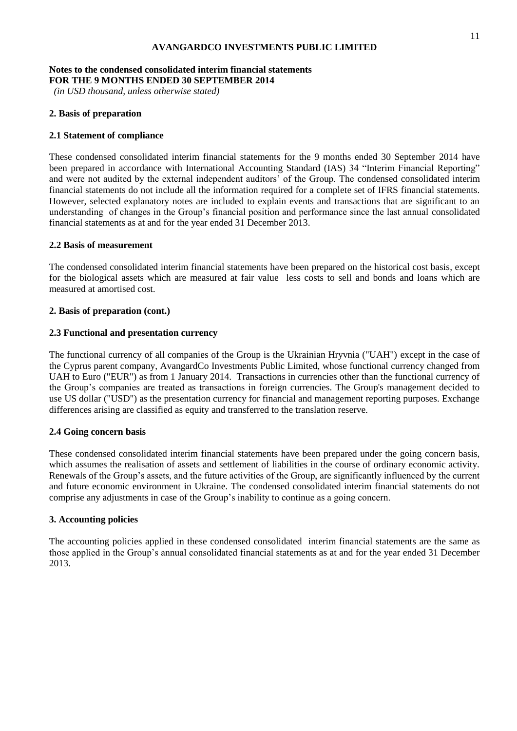**Notes to the condensed consolidated interim financial statements**
**FOR THE 9 MONTHS ENDED 30 SEPTEMBER 2014**
*(in USD thousand, unless otherwise stated)*

## 2. Basis of preparation

### 2.1 Statement of compliance

These condensed consolidated interim financial statements for the 9 months ended 30 September 2014 have been prepared in accordance with International Accounting Standard (IAS) 34 "Interim Financial Reporting" and were not audited by the external independent auditors' of the Group. The condensed consolidated interim financial statements do not include all the information required for a complete set of IFRS financial statements. However, selected explanatory notes are included to explain events and transactions that are significant to an understanding of changes in the Group's financial position and performance since the last annual consolidated financial statements as at and for the year ended 31 December 2013.

### 2.2 Basis of measurement

The condensed consolidated interim financial statements have been prepared on the historical cost basis, except for the biological assets which are measured at fair value less costs to sell and bonds and loans which are measured at amortised cost.

## 2. Basis of preparation (cont.)

### 2.3 Functional and presentation currency

The functional currency of all companies of the Group is the Ukrainian Hryvnia ("UAH") except in the case of the Cyprus parent company, AvangardCo Investments Public Limited, whose functional currency changed from UAH to Euro ("EUR") as from 1 January 2014. Transactions in currencies other than the functional currency of the Group's companies are treated as transactions in foreign currencies. The Group's management decided to use US dollar ("USD") as the presentation currency for financial and management reporting purposes. Exchange differences arising are classified as equity and transferred to the translation reserve.

### 2.4 Going concern basis

These condensed consolidated interim financial statements have been prepared under the going concern basis, which assumes the realisation of assets and settlement of liabilities in the course of ordinary economic activity. Renewals of the Group's assets, and the future activities of the Group, are significantly influenced by the current and future economic environment in Ukraine. The condensed consolidated interim financial statements do not comprise any adjustments in case of the Group's inability to continue as a going concern.

## 3. Accounting policies

The accounting policies applied in these condensed consolidated interim financial statements are the same as those applied in the Group's annual consolidated financial statements as at and for the year ended 31 December 2013.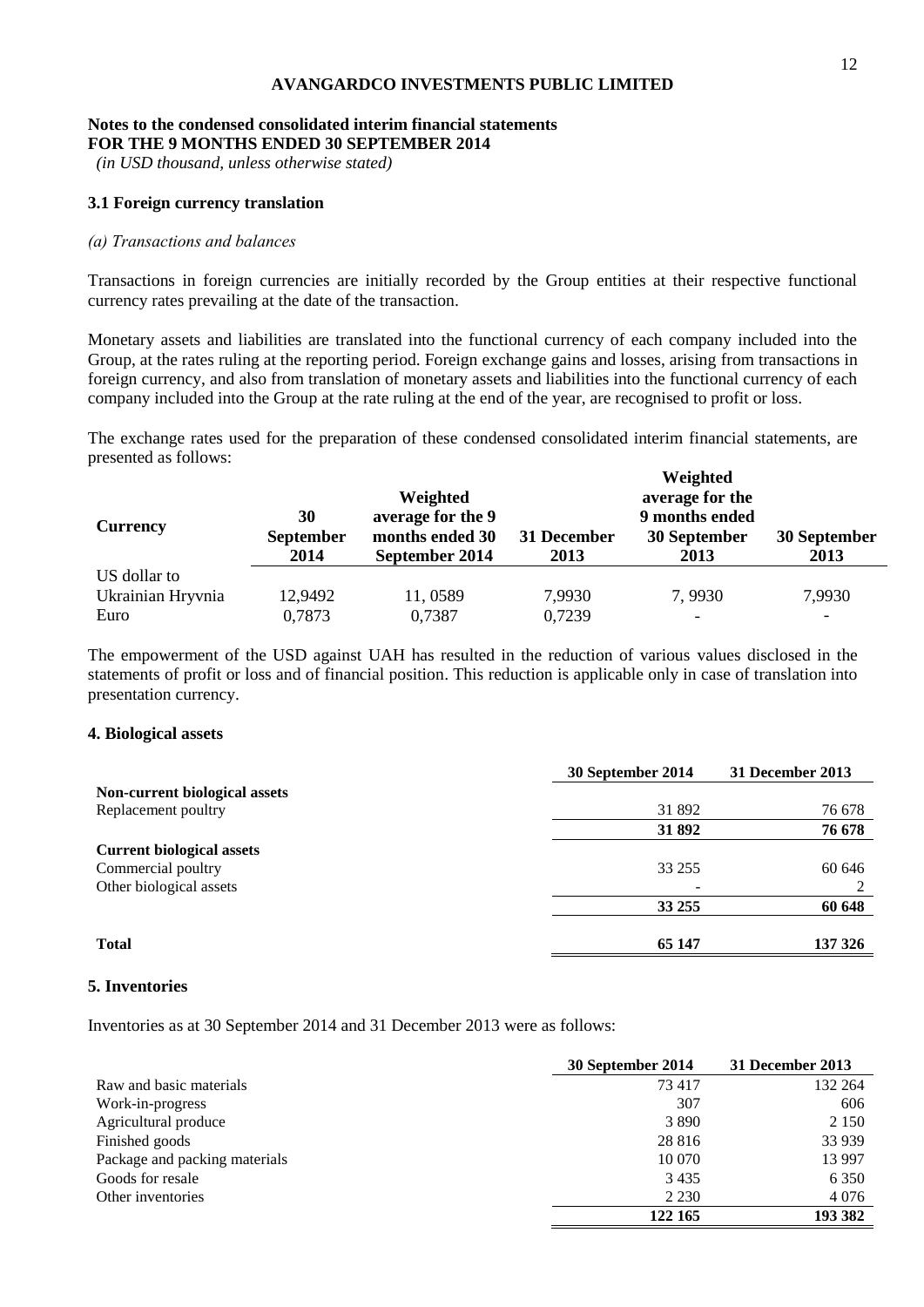**Notes to the condensed consolidated interim financial statements**
**FOR THE 9 MONTHS ENDED 30 SEPTEMBER 2014**
*(in USD thousand, unless otherwise stated)*

### 3.1 Foreign currency translation

*(a) Transactions and balances*

Transactions in foreign currencies are initially recorded by the Group entities at their respective functional currency rates prevailing at the date of the transaction.

Monetary assets and liabilities are translated into the functional currency of each company included into the Group, at the rates ruling at the reporting period. Foreign exchange gains and losses, arising from transactions in foreign currency, and also from translation of monetary assets and liabilities into the functional currency of each company included into the Group at the rate ruling at the end of the year, are recognised to profit or loss.

The exchange rates used for the preparation of these condensed consolidated interim financial statements, are presented as follows:

| Currency | 30 September 2014 | Weighted average for the 9 months ended 30 September 2014 | 31 December 2013 | Weighted average for the 9 months ended 30 September 2013 | 30 September 2013 |
|---|---|---|---|---|---|
| US dollar to Ukrainian Hryvnia | 12,9492 | 11, 0589 | 7,9930 | 7, 9930 | 7,9930 |
| Euro | 0,7873 | 0,7387 | 0,7239 | - | - |

The empowerment of the USD against UAH has resulted in the reduction of various values disclosed in the statements of profit or loss and of financial position. This reduction is applicable only in case of translation into presentation currency.

### 4. Biological assets

| | 30 September 2014 | 31 December 2013 |
|---|---|---|
| **Non-current biological assets** | | |
| Replacement poultry | 31 892 | 76 678 |
| | **31 892** | **76 678** |
| **Current biological assets** | | |
| Commercial poultry | 33 255 | 60 646 |
| Other biological assets | - | 2 |
| | **33 255** | **60 648** |
| **Total** | **65 147** | **137 326** |

### 5. Inventories

Inventories as at 30 September 2014 and 31 December 2013 were as follows:

| | 30 September 2014 | 31 December 2013 |
|---|---|---|
| Raw and basic materials | 73 417 | 132 264 |
| Work-in-progress | 307 | 606 |
| Agricultural produce | 3 890 | 2 150 |
| Finished goods | 28 816 | 33 939 |
| Package and packing materials | 10 070 | 13 997 |
| Goods for resale | 3 435 | 6 350 |
| Other inventories | 2 230 | 4 076 |
| | **122 165** | **193 382** |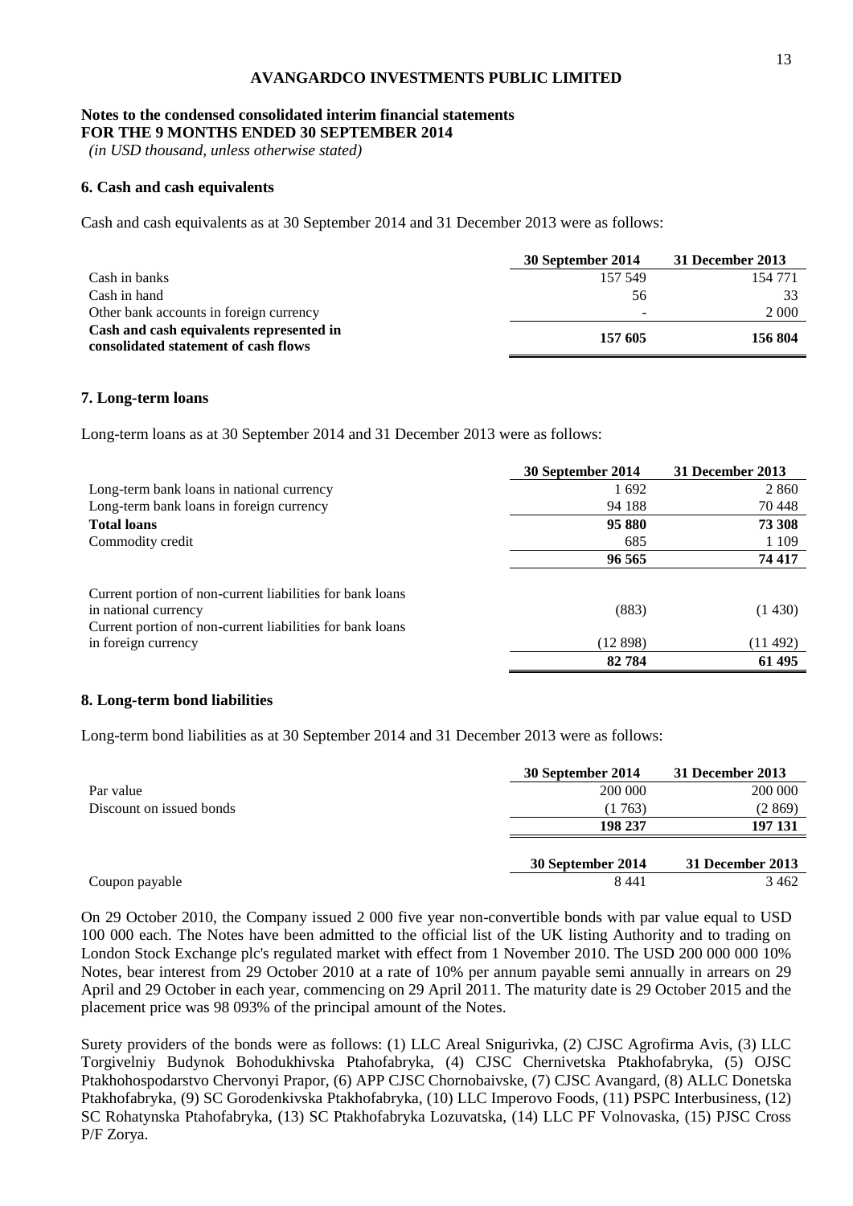**AVANGARDCO INVESTMENTS PUBLIC LIMITED**

**Notes to the condensed consolidated interim financial statements**
**FOR THE 9 MONTHS ENDED 30 SEPTEMBER 2014**
*(in USD thousand, unless otherwise stated)*

## 6. Cash and cash equivalents

Cash and cash equivalents as at 30 September 2014 and 31 December 2013 were as follows:

| | 30 September 2014 | 31 December 2013 |
|---|---|---|
| Cash in banks | 157 549 | 154 771 |
| Cash in hand | 56 | 33 |
| Other bank accounts in foreign currency | - | 2 000 |
| **Cash and cash equivalents represented in consolidated statement of cash flows** | **157 605** | **156 804** |

## 7. Long-term loans

Long-term loans as at 30 September 2014 and 31 December 2013 were as follows:

| | 30 September 2014 | 31 December 2013 |
|---|---|---|
| Long-term bank loans in national currency | 1 692 | 2 860 |
| Long-term bank loans in foreign currency | 94 188 | 70 448 |
| **Total loans** | **95 880** | **73 308** |
| Commodity credit | 685 | 1 109 |
| | **96 565** | **74 417** |
| Current portion of non-current liabilities for bank loans in national currency | (883) | (1 430) |
| Current portion of non-current liabilities for bank loans in foreign currency | (12 898) | (11 492) |
| | **82 784** | **61 495** |

## 8. Long-term bond liabilities

Long-term bond liabilities as at 30 September 2014 and 31 December 2013 were as follows:

| | 30 September 2014 | 31 December 2013 |
|---|---|---|
| Par value | 200 000 | 200 000 |
| Discount on issued bonds | (1 763) | (2 869) |
| | **198 237** | **197 131** |

| | 30 September 2014 | 31 December 2013 |
|---|---|---|
| Coupon payable | 8 441 | 3 462 |

On 29 October 2010, the Company issued 2 000 five year non-convertible bonds with par value equal to USD 100 000 each. The Notes have been admitted to the official list of the UK listing Authority and to trading on London Stock Exchange plc's regulated market with effect from 1 November 2010. The USD 200 000 000 10% Notes, bear interest from 29 October 2010 at a rate of 10% per annum payable semi annually in arrears on 29 April and 29 October in each year, commencing on 29 April 2011. The maturity date is 29 October 2015 and the placement price was 98 093% of the principal amount of the Notes.

Surety providers of the bonds were as follows: (1) LLC Areal Snigurivka, (2) CJSC Agrofirma Avis, (3) LLC Torgivelniy Budynok Bohodukhivska Ptahofabryka, (4) CJSC Chernivetska Ptakhofabryka, (5) OJSC Ptakhohospodarstvo Chervonyi Prapor, (6) APP CJSC Chornobaivske, (7) CJSC Avangard, (8) ALLC Donetska Ptakhofabryka, (9) SC Gorodenkivska Ptakhofabryka, (10) LLC Imperovo Foods, (11) PSPC Interbusiness, (12) SC Rohatynska Ptahofabryka, (13) SC Ptakhofabryka Lozuvatska, (14) LLC PF Volnovaska, (15) PJSC Cross P/F Zorya.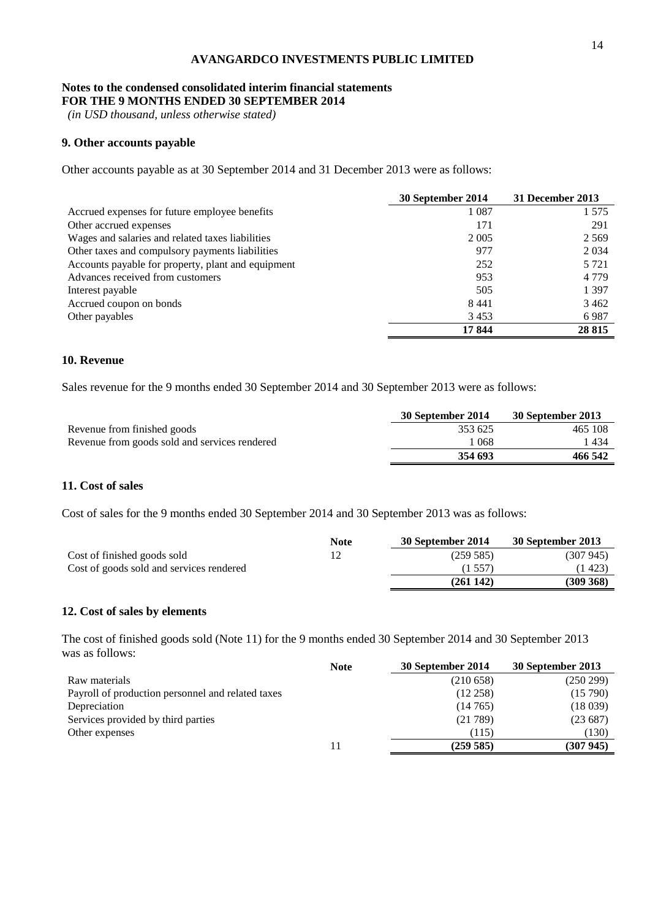**AVANGARDCO INVESTMENTS PUBLIC LIMITED**

**Notes to the condensed consolidated interim financial statements**
**FOR THE 9 MONTHS ENDED 30 SEPTEMBER 2014**
*(in USD thousand, unless otherwise stated)*

## 9. Other accounts payable

Other accounts payable as at 30 September 2014 and 31 December 2013 were as follows:

| | 30 September 2014 | 31 December 2013 |
|---|---|---|
| Accrued expenses for future employee benefits | 1 087 | 1 575 |
| Other accrued expenses | 171 | 291 |
| Wages and salaries and related taxes liabilities | 2 005 | 2 569 |
| Other taxes and compulsory payments liabilities | 977 | 2 034 |
| Accounts payable for property, plant and equipment | 252 | 5 721 |
| Advances received from customers | 953 | 4 779 |
| Interest payable | 505 | 1 397 |
| Accrued coupon on bonds | 8 441 | 3 462 |
| Other payables | 3 453 | 6 987 |
| | **17 844** | **28 815** |

## 10. Revenue

Sales revenue for the 9 months ended 30 September 2014 and 30 September 2013 were as follows:

| | 30 September 2014 | 30 September 2013 |
|---|---|---|
| Revenue from finished goods | 353 625 | 465 108 |
| Revenue from goods sold and services rendered | 1 068 | 1 434 |
| | **354 693** | **466 542** |

## 11. Cost of sales

Cost of sales for the 9 months ended 30 September 2014 and 30 September 2013 was as follows:

| | Note | 30 September 2014 | 30 September 2013 |
|---|---|---|---|
| Cost of finished goods sold | 12 | (259 585) | (307 945) |
| Cost of goods sold and services rendered | | (1 557) | (1 423) |
| | | **(261 142)** | **(309 368)** |

## 12. Cost of sales by elements

The cost of finished goods sold (Note 11) for the 9 months ended 30 September 2014 and 30 September 2013 was as follows:

| | Note | 30 September 2014 | 30 September 2013 |
|---|---|---|---|
| Raw materials | | (210 658) | (250 299) |
| Payroll of production personnel and related taxes | | (12 258) | (15 790) |
| Depreciation | | (14 765) | (18 039) |
| Services provided by third parties | | (21 789) | (23 687) |
| Other expenses | | (115) | (130) |
| | 11 | **(259 585)** | **(307 945)** |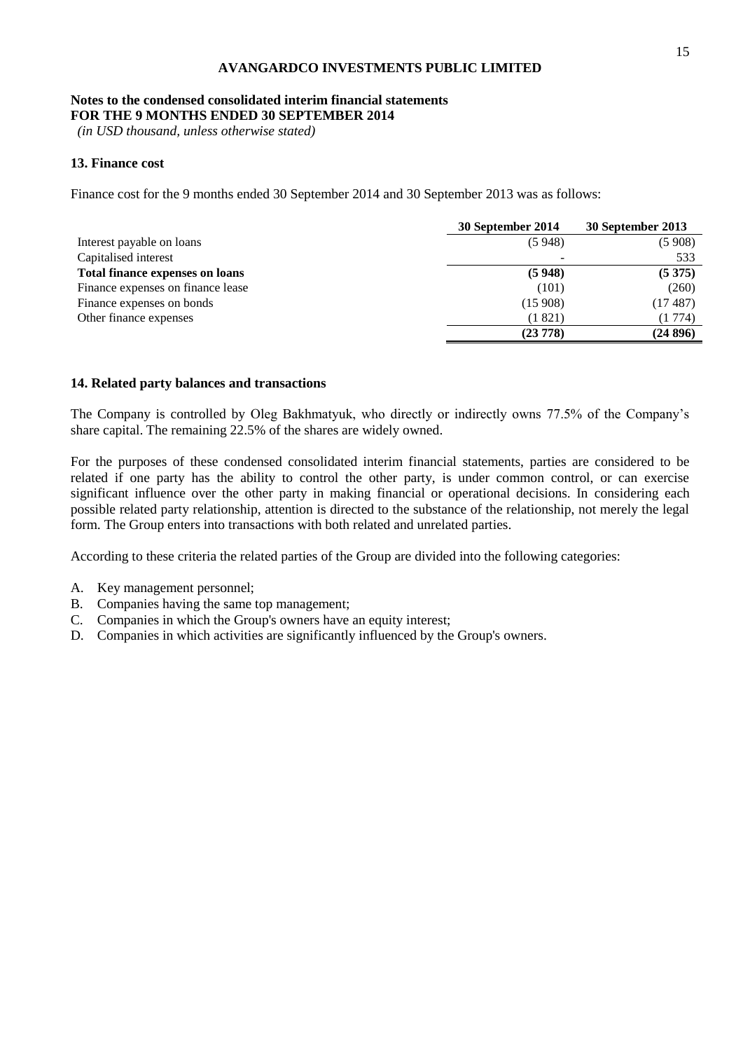**AVANGARDCO INVESTMENTS PUBLIC LIMITED**

**Notes to the condensed consolidated interim financial statements**
**FOR THE 9 MONTHS ENDED 30 SEPTEMBER 2014**
*(in USD thousand, unless otherwise stated)*

### 13. Finance cost

Finance cost for the 9 months ended 30 September 2014 and 30 September 2013 was as follows:

| | 30 September 2014 | 30 September 2013 |
|---|---|---|
| Interest payable on loans | (5 948) | (5 908) |
| Capitalised interest | - | 533 |
| **Total finance expenses on loans** | **(5 948)** | **(5 375)** |
| Finance expenses on finance lease | (101) | (260) |
| Finance expenses on bonds | (15 908) | (17 487) |
| Other finance expenses | (1 821) | (1 774) |
| | **(23 778)** | **(24 896)** |

### 14. Related party balances and transactions

The Company is controlled by Oleg Bakhmatyuk, who directly or indirectly owns 77.5% of the Company's share capital. The remaining 22.5% of the shares are widely owned.

For the purposes of these condensed consolidated interim financial statements, parties are considered to be related if one party has the ability to control the other party, is under common control, or can exercise significant influence over the other party in making financial or operational decisions. In considering each possible related party relationship, attention is directed to the substance of the relationship, not merely the legal form. The Group enters into transactions with both related and unrelated parties.

According to these criteria the related parties of the Group are divided into the following categories:

A. Key management personnel;
B. Companies having the same top management;
C. Companies in which the Group's owners have an equity interest;
D. Companies in which activities are significantly influenced by the Group's owners.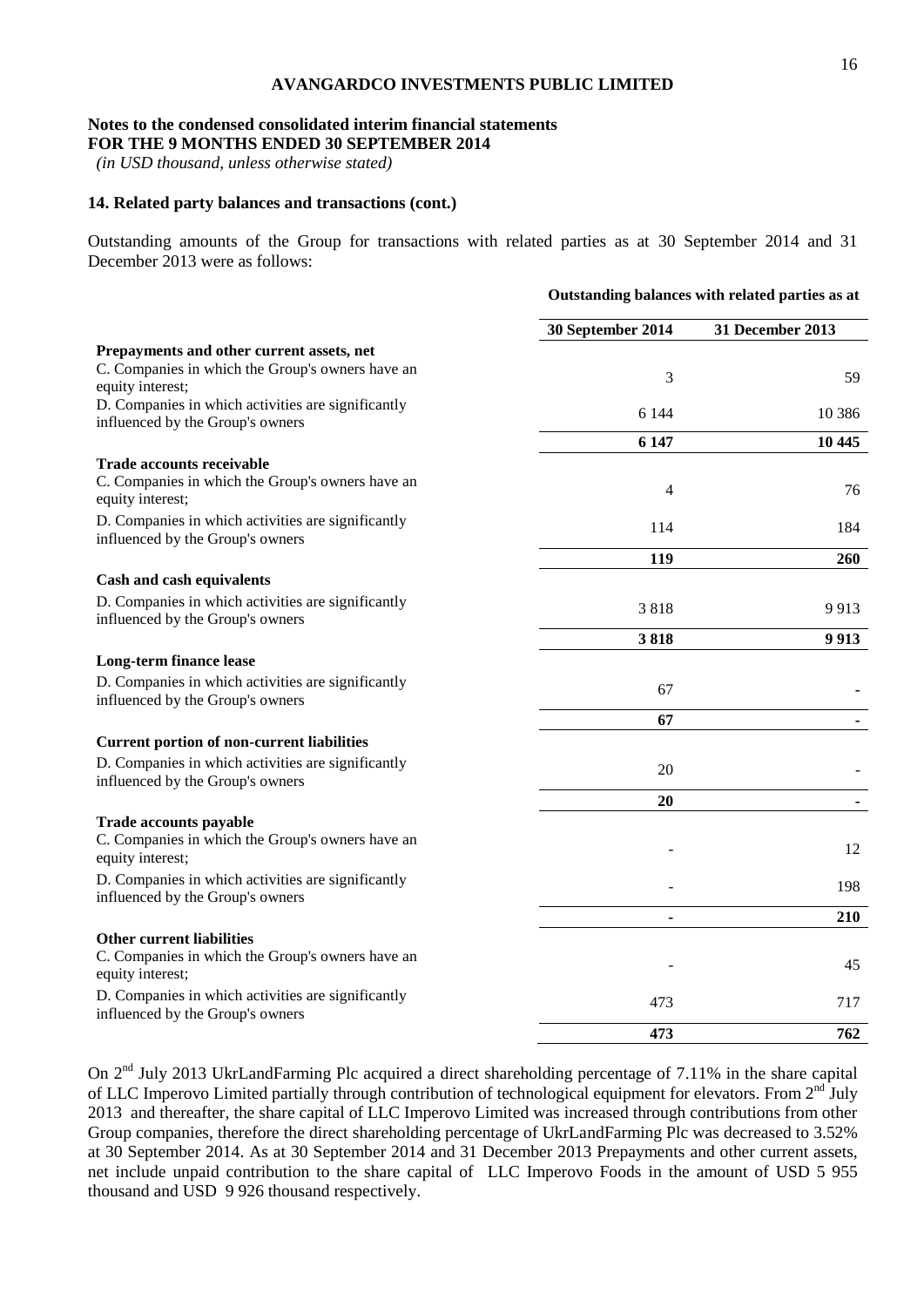**AVANGARDCO INVESTMENTS PUBLIC LIMITED**

**Notes to the condensed consolidated interim financial statements**
**FOR THE 9 MONTHS ENDED 30 SEPTEMBER 2014**
*(in USD thousand, unless otherwise stated)*

### 14. Related party balances and transactions (cont.)

Outstanding amounts of the Group for transactions with related parties as at 30 September 2014 and 31 December 2013 were as follows:

| | **Outstanding balances with related parties as at** | |
|---|---|---|
| | **30 September 2014** | **31 December 2013** |
| **Prepayments and other current assets, net** | | |
| C. Companies in which the Group's owners have an equity interest; | 3 | 59 |
| D. Companies in which activities are significantly influenced by the Group's owners | 6 144 | 10 386 |
| | **6 147** | **10 445** |
| **Trade accounts receivable** | | |
| C. Companies in which the Group's owners have an equity interest; | 4 | 76 |
| D. Companies in which activities are significantly influenced by the Group's owners | 114 | 184 |
| | **119** | **260** |
| **Cash and cash equivalents** | | |
| D. Companies in which activities are significantly influenced by the Group's owners | 3 818 | 9 913 |
| | **3 818** | **9 913** |
| **Long-term finance lease** | | |
| D. Companies in which activities are significantly influenced by the Group's owners | 67 | - |
| | **67** | **-** |
| **Current portion of non-current liabilities** | | |
| D. Companies in which activities are significantly influenced by the Group's owners | 20 | - |
| | **20** | **-** |
| **Trade accounts payable** | | |
| C. Companies in which the Group's owners have an equity interest; | - | 12 |
| D. Companies in which activities are significantly influenced by the Group's owners | - | 198 |
| | **-** | **210** |
| **Other current liabilities** | | |
| C. Companies in which the Group's owners have an equity interest; | - | 45 |
| D. Companies in which activities are significantly influenced by the Group's owners | 473 | 717 |
| | **473** | **762** |

On 2nd July 2013 UkrLandFarming Plc acquired a direct shareholding percentage of 7.11% in the share capital of LLC Imperovo Limited partially through contribution of technological equipment for elevators. From 2nd July 2013 and thereafter, the share capital of LLC Imperovo Limited was increased through contributions from other Group companies, therefore the direct shareholding percentage of UkrLandFarming Plc was decreased to 3.52% at 30 September 2014. As at 30 September 2014 and 31 December 2013 Prepayments and other current assets, net include unpaid contribution to the share capital of LLC Imperovo Foods in the amount of USD 5 955 thousand and USD 9 926 thousand respectively.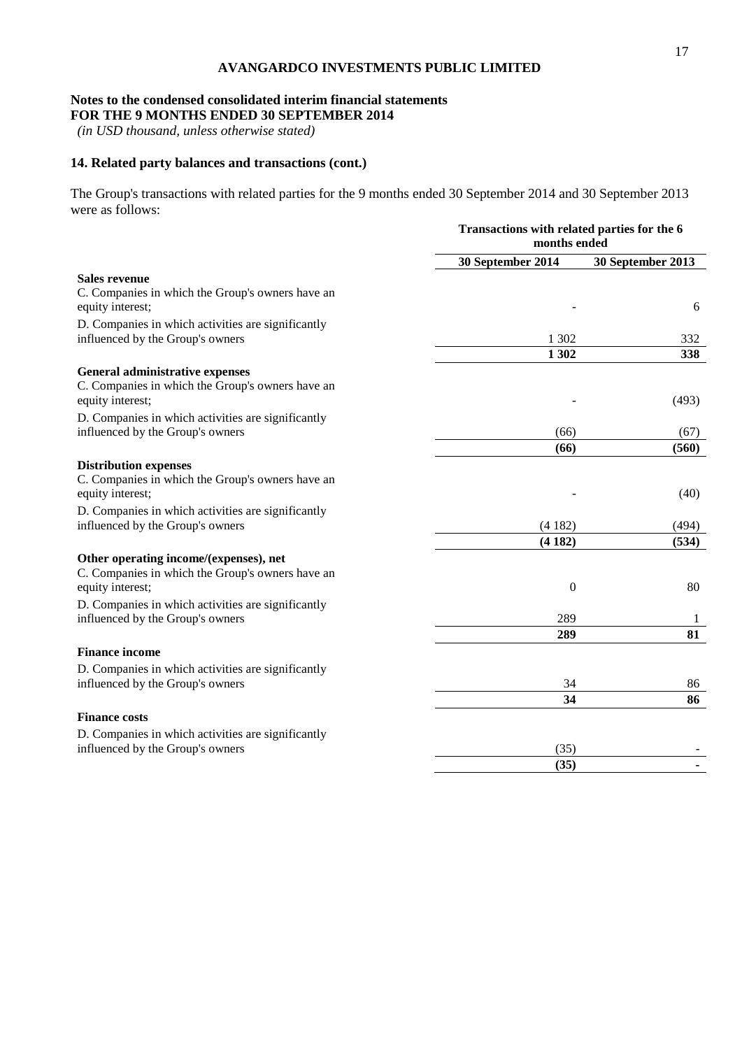**AVANGARDCO INVESTMENTS PUBLIC LIMITED**

**Notes to the condensed consolidated interim financial statements**
**FOR THE 9 MONTHS ENDED 30 SEPTEMBER 2014**
*(in USD thousand, unless otherwise stated)*

## 14. Related party balances and transactions (cont.)

The Group's transactions with related parties for the 9 months ended 30 September 2014 and 30 September 2013 were as follows:

| | Transactions with related parties for the 6 months ended | |
|---|---|---|
| | **30 September 2014** | **30 September 2013** |
| **Sales revenue** | | |
| C. Companies in which the Group's owners have an equity interest; | - | 6 |
| D. Companies in which activities are significantly influenced by the Group's owners | 1 302 | 332 |
| | **1 302** | **338** |
| **General administrative expenses** | | |
| C. Companies in which the Group's owners have an equity interest; | - | (493) |
| D. Companies in which activities are significantly influenced by the Group's owners | (66) | (67) |
| | **(66)** | **(560)** |
| **Distribution expenses** | | |
| C. Companies in which the Group's owners have an equity interest; | - | (40) |
| D. Companies in which activities are significantly influenced by the Group's owners | (4 182) | (494) |
| | **(4 182)** | **(534)** |
| **Other operating income/(expenses), net** | | |
| C. Companies in which the Group's owners have an equity interest; | 0 | 80 |
| D. Companies in which activities are significantly influenced by the Group's owners | 289 | 1 |
| | **289** | **81** |
| **Finance income** | | |
| D. Companies in which activities are significantly influenced by the Group's owners | 34 | 86 |
| | **34** | **86** |
| **Finance costs** | | |
| D. Companies in which activities are significantly influenced by the Group's owners | (35) | - |
| | **(35)** | **-** |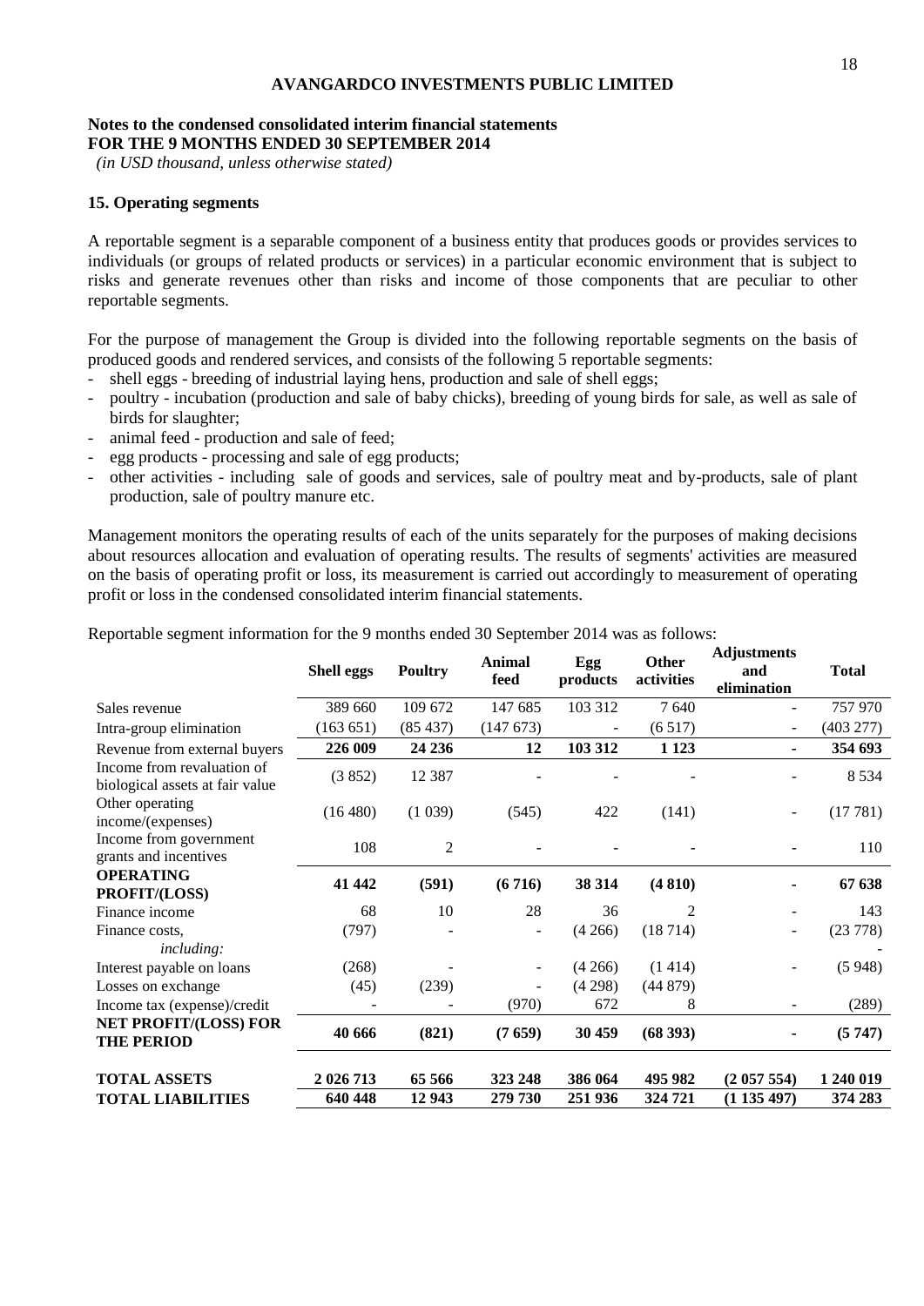**AVANGARDCO INVESTMENTS PUBLIC LIMITED**

**Notes to the condensed consolidated interim financial statements**
**FOR THE 9 MONTHS ENDED 30 SEPTEMBER 2014**
*(in USD thousand, unless otherwise stated)*

### 15. Operating segments

A reportable segment is a separable component of a business entity that produces goods or provides services to individuals (or groups of related products or services) in a particular economic environment that is subject to risks and generate revenues other than risks and income of those components that are peculiar to other reportable segments.

For the purpose of management the Group is divided into the following reportable segments on the basis of produced goods and rendered services, and consists of the following 5 reportable segments:

- shell eggs - breeding of industrial laying hens, production and sale of shell eggs;
- poultry - incubation (production and sale of baby chicks), breeding of young birds for sale, as well as sale of birds for slaughter;
- animal feed - production and sale of feed;
- egg products - processing and sale of egg products;
- other activities - including sale of goods and services, sale of poultry meat and by-products, sale of plant production, sale of poultry manure etc.

Management monitors the operating results of each of the units separately for the purposes of making decisions about resources allocation and evaluation of operating results. The results of segments' activities are measured on the basis of operating profit or loss, its measurement is carried out accordingly to measurement of operating profit or loss in the condensed consolidated interim financial statements.

Reportable segment information for the 9 months ended 30 September 2014 was as follows:

| | **Shell eggs** | **Poultry** | **Animal feed** | **Egg products** | **Other activities** | **Adjustments and elimination** | **Total** |
|---|---|---|---|---|---|---|---|
| Sales revenue | 389 660 | 109 672 | 147 685 | 103 312 | 7 640 | - | 757 970 |
| Intra-group elimination | (163 651) | (85 437) | (147 673) | - | (6 517) | - | (403 277) |
| Revenue from external buyers | **226 009** | **24 236** | **12** | **103 312** | **1 123** | **-** | **354 693** |
| Income from revaluation of biological assets at fair value | (3 852) | 12 387 | - | - | - | - | 8 534 |
| Other operating income/(expenses) | (16 480) | (1 039) | (545) | 422 | (141) | - | (17 781) |
| Income from government grants and incentives | 108 | 2 | - | - | - | - | 110 |
| **OPERATING PROFIT/(LOSS)** | **41 442** | **(591)** | **(6 716)** | **38 314** | **(4 810)** | **-** | **67 638** |
| Finance income | 68 | 10 | 28 | 36 | 2 | - | 143 |
| Finance costs, *including:* | (797) | - | - | (4 266) | (18 714) | - | (23 778) - |
| Interest payable on loans | (268) | | - | (4 266) | (1 414) | - | (5 948) |
| Losses on exchange | (45) | (239) | - | (4 298) | (44 879) | | |
| Income tax (expense)/credit | - | - | (970) | 672 | 8 | - | (289) |
| **NET PROFIT/(LOSS) FOR THE PERIOD** | **40 666** | **(821)** | **(7 659)** | **30 459** | **(68 393)** | **-** | **(5 747)** |
| **TOTAL ASSETS** | **2 026 713** | **65 566** | **323 248** | **386 064** | **495 982** | **(2 057 554)** | **1 240 019** |
| **TOTAL LIABILITIES** | **640 448** | **12 943** | **279 730** | **251 936** | **324 721** | **(1 135 497)** | **374 283** |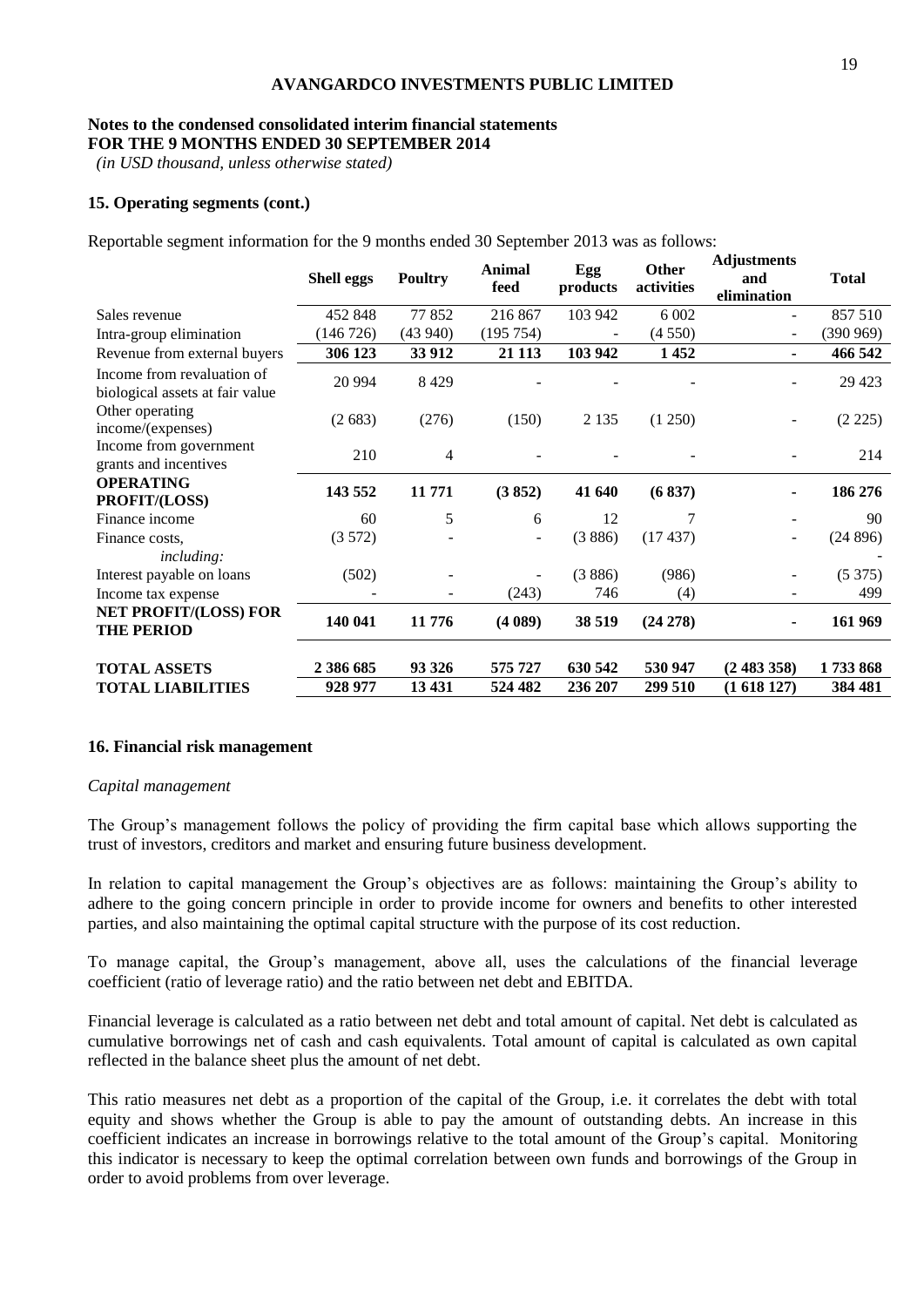**Notes to the condensed consolidated interim financial statements**
**FOR THE 9 MONTHS ENDED 30 SEPTEMBER 2014**
*(in USD thousand, unless otherwise stated)*

### 15. Operating segments (cont.)

Reportable segment information for the 9 months ended 30 September 2013 was as follows:

| | Shell eggs | Poultry | Animal feed | Egg products | Other activities | Adjustments and elimination | Total |
|---|---|---|---|---|---|---|---|
| Sales revenue | 452 848 | 77 852 | 216 867 | 103 942 | 6 002 | - | 857 510 |
| Intra-group elimination | (146 726) | (43 940) | (195 754) | - | (4 550) | - | (390 969) |
| **Revenue from external buyers** | **306 123** | **33 912** | **21 113** | **103 942** | **1 452** | **-** | **466 542** |
| Income from revaluation of biological assets at fair value | 20 994 | 8 429 | - | - | - | - | 29 423 |
| Other operating income/(expenses) | (2 683) | (276) | (150) | 2 135 | (1 250) | - | (2 225) |
| Income from government grants and incentives | 210 | 4 | - | - | - | - | 214 |
| **OPERATING PROFIT/(LOSS)** | **143 552** | **11 771** | **(3 852)** | **41 640** | **(6 837)** | **-** | **186 276** |
| Finance income | 60 | 5 | 6 | 12 | 7 | - | 90 |
| Finance costs, *including:* | (3 572) | - | - | (3 886) | (17 437) | - | (24 896) |
| Interest payable on loans | (502) | - | - | (3 886) | (986) | - | (5 375) |
| Income tax expense | - | - | (243) | 746 | (4) | - | 499 |
| **NET PROFIT/(LOSS) FOR THE PERIOD** | **140 041** | **11 776** | **(4 089)** | **38 519** | **(24 278)** | **-** | **161 969** |
| **TOTAL ASSETS** | **2 386 685** | **93 326** | **575 727** | **630 542** | **530 947** | **(2 483 358)** | **1 733 868** |
| **TOTAL LIABILITIES** | **928 977** | **13 431** | **524 482** | **236 207** | **299 510** | **(1 618 127)** | **384 481** |

### 16. Financial risk management

*Capital management*

The Group's management follows the policy of providing the firm capital base which allows supporting the trust of investors, creditors and market and ensuring future business development.

In relation to capital management the Group's objectives are as follows: maintaining the Group's ability to adhere to the going concern principle in order to provide income for owners and benefits to other interested parties, and also maintaining the optimal capital structure with the purpose of its cost reduction.

To manage capital, the Group's management, above all, uses the calculations of the financial leverage coefficient (ratio of leverage ratio) and the ratio between net debt and EBITDA.

Financial leverage is calculated as a ratio between net debt and total amount of capital. Net debt is calculated as cumulative borrowings net of cash and cash equivalents. Total amount of capital is calculated as own capital reflected in the balance sheet plus the amount of net debt.

This ratio measures net debt as a proportion of the capital of the Group, i.e. it correlates the debt with total equity and shows whether the Group is able to pay the amount of outstanding debts. An increase in this coefficient indicates an increase in borrowings relative to the total amount of the Group's capital. Monitoring this indicator is necessary to keep the optimal correlation between own funds and borrowings of the Group in order to avoid problems from over leverage.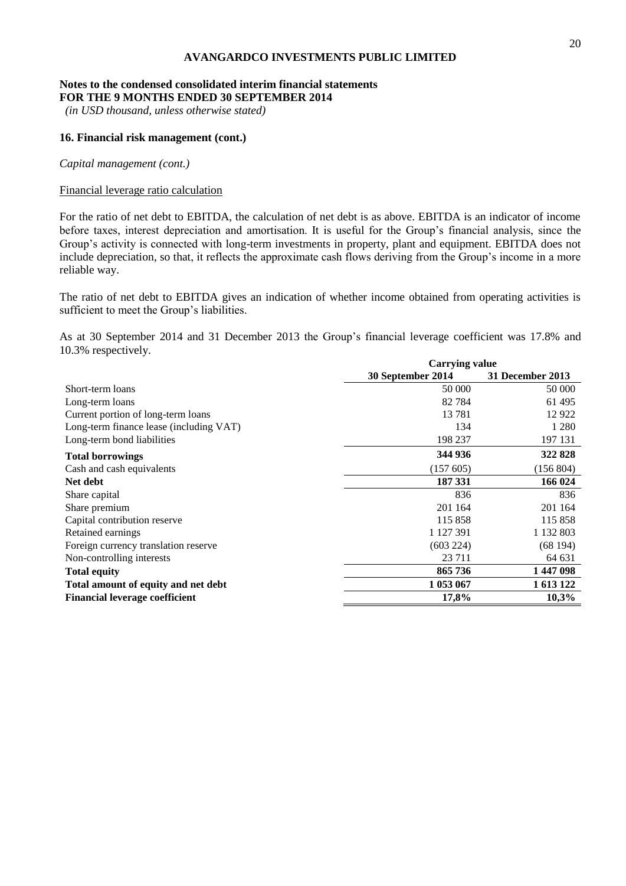**AVANGARDCO INVESTMENTS PUBLIC LIMITED**

**Notes to the condensed consolidated interim financial statements**
**FOR THE 9 MONTHS ENDED 30 SEPTEMBER 2014**
*(in USD thousand, unless otherwise stated)*

**16. Financial risk management (cont.)**

*Capital management (cont.)*

Financial leverage ratio calculation

For the ratio of net debt to EBITDA, the calculation of net debt is as above. EBITDA is an indicator of income before taxes, interest depreciation and amortisation. It is useful for the Group's financial analysis, since the Group's activity is connected with long-term investments in property, plant and equipment. EBITDA does not include depreciation, so that, it reflects the approximate cash flows deriving from the Group's income in a more reliable way.

The ratio of net debt to EBITDA gives an indication of whether income obtained from operating activities is sufficient to meet the Group's liabilities.

As at 30 September 2014 and 31 December 2013 the Group's financial leverage coefficient was 17.8% and 10.3% respectively.

| | **Carrying value** | |
|---|---|---|
| | **30 September 2014** | **31 December 2013** |
| Short-term loans | 50 000 | 50 000 |
| Long-term loans | 82 784 | 61 495 |
| Current portion of long-term loans | 13 781 | 12 922 |
| Long-term finance lease (including VAT) | 134 | 1 280 |
| Long-term bond liabilities | 198 237 | 197 131 |
| **Total borrowings** | **344 936** | **322 828** |
| Cash and cash equivalents | (157 605) | (156 804) |
| **Net debt** | **187 331** | **166 024** |
| Share capital | 836 | 836 |
| Share premium | 201 164 | 201 164 |
| Capital contribution reserve | 115 858 | 115 858 |
| Retained earnings | 1 127 391 | 1 132 803 |
| Foreign currency translation reserve | (603 224) | (68 194) |
| Non-controlling interests | 23 711 | 64 631 |
| **Total equity** | **865 736** | **1 447 098** |
| **Total amount of equity and net debt** | **1 053 067** | **1 613 122** |
| **Financial leverage coefficient** | **17,8%** | **10,3%** |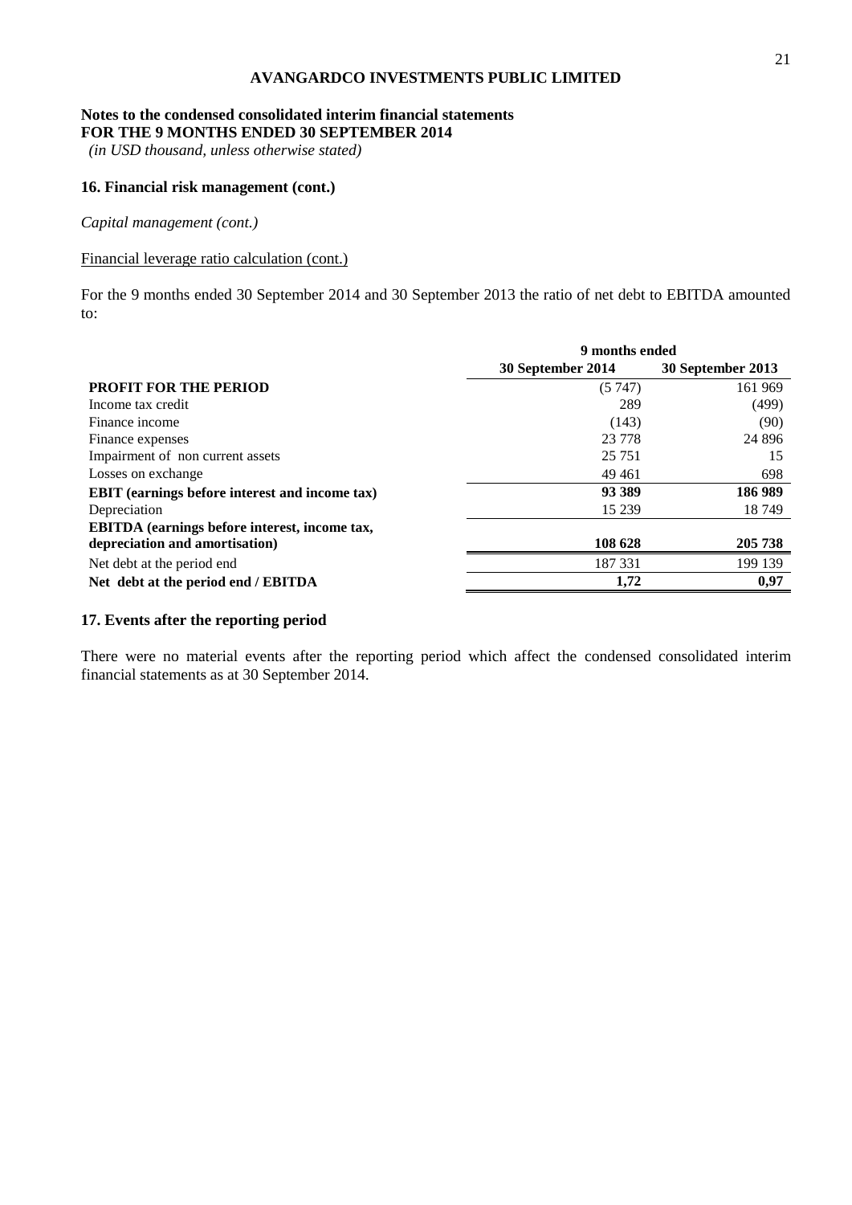**AVANGARDCO INVESTMENTS PUBLIC LIMITED**

**Notes to the condensed consolidated interim financial statements**
**FOR THE 9 MONTHS ENDED 30 SEPTEMBER 2014**
*(in USD thousand, unless otherwise stated)*

### 16. Financial risk management (cont.)

*Capital management (cont.)*

Financial leverage ratio calculation (cont.)

For the 9 months ended 30 September 2014 and 30 September 2013 the ratio of net debt to EBITDA amounted to:

| | 9 months ended | |
|---|---|---|
| | **30 September 2014** | **30 September 2013** |
| **PROFIT FOR THE PERIOD** | (5 747) | 161 969 |
| Income tax credit | 289 | (499) |
| Finance income | (143) | (90) |
| Finance expenses | 23 778 | 24 896 |
| Impairment of non current assets | 25 751 | 15 |
| Losses on exchange | 49 461 | 698 |
| **EBIT (earnings before interest and income tax)** | **93 389** | **186 989** |
| Depreciation | 15 239 | 18 749 |
| **EBITDA (earnings before interest, income tax, depreciation and amortisation)** | **108 628** | **205 738** |
| Net debt at the period end | 187 331 | 199 139 |
| **Net debt at the period end / EBITDA** | **1,72** | **0,97** |

### 17. Events after the reporting period

There were no material events after the reporting period which affect the condensed consolidated interim financial statements as at 30 September 2014.